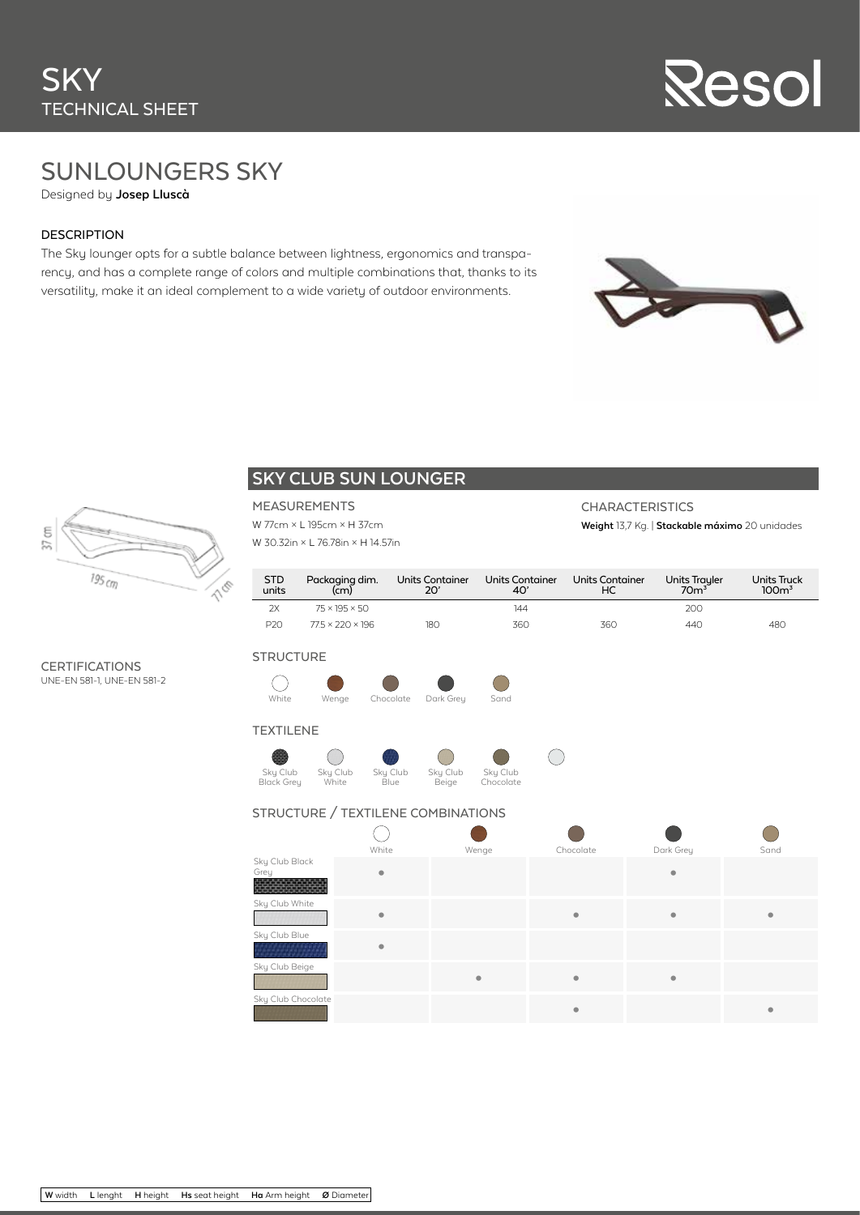# SKY
## TECHNICAL SHEET

Resol

# SUNLOUNGERS SKY

Designed by **Josep Lluscà**

### DESCRIPTION

The Sky lounger opts for a subtle balance between lightness, ergonomics and transparency, and has a complete range of colors and multiple combinations that, thanks to its versatility, make it an ideal complement to a wide variety of outdoor environments.

## SKY CLUB SUN LOUNGER

37 cm
195 cm
77 cm

### MEASUREMENTS

W 77cm × L 195cm × H 37cm

W 30.32in × L 76.78in × H 14.57in

### CHARACTERISTICS

**Weight** 13,7 Kg. | **Stackable máximo** 20 unidades

| STD units | Packaging dim. (cm) | Units Container 20' | Units Container 40' | Units Container HC | Units Trayler 70m³ | Units Truck 100m³ |
|---|---|---|---|---|---|---|
| 2X | 75 × 195 × 50 | | 144 | | 200 | |
| P20 | 77.5 × 220 × 196 | 180 | 360 | 360 | 440 | 480 |

### CERTIFICATIONS

UNE-EN 581-1, UNE-EN 581-2

### STRUCTURE

White, Wenge, Chocolate, Dark Grey, Sand

### TEXTILENE

Sky Club Black Grey, Sky Club White, Sky Club Blue, Sky Club Beige, Sky Club Chocolate

### STRUCTURE / TEXTILENE COMBINATIONS

| | White | Wenge | Chocolate | Dark Grey | Sand |
|---|---|---|---|---|---|
| Sky Club Black Grey | ● | | | ● | |
| Sky Club White | ● | | ● | ● | ● |
| Sky Club Blue | ● | | | | |
| Sky Club Beige | | ● | ● | ● | |
| Sky Club Chocolate | | | ● | | ● |

**W** width **L** lenght **H** height **Hs** seat height **Ha** Arm height **Ø** Diameter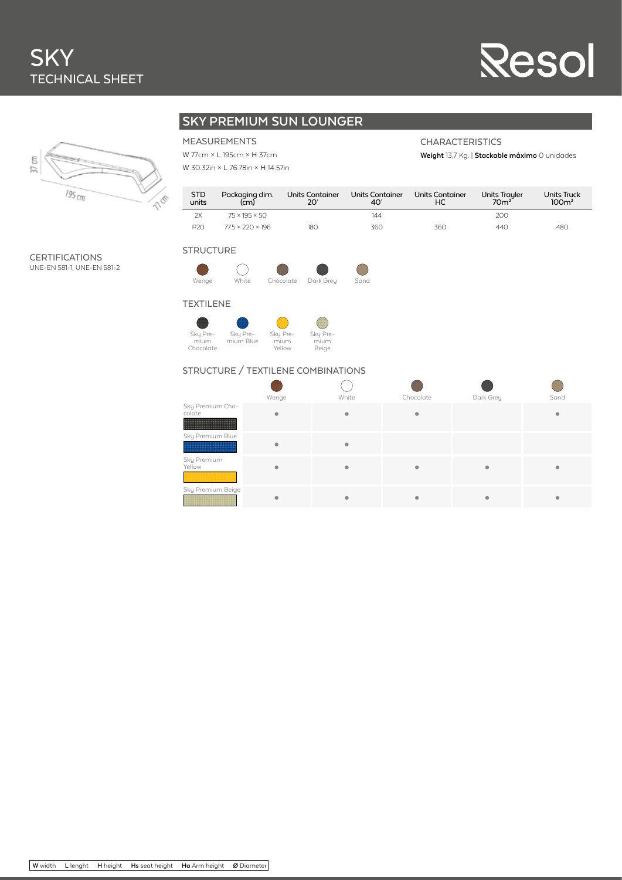# SKY
## TECHNICAL SHEET

Resol

## SKY PREMIUM SUN LOUNGER

37 cm

195 cm

77 cm

### MEASUREMENTS

W 77cm × L 195cm × H 37cm

W 30.32in × L 76.78in × H 14.57in

### CHARACTERISTICS

**Weight** 13,7 Kg. | **Stackable máximo** 0 unidades

| STD units | Packaging dim. (cm) | Units Container 20' | Units Container 40' | Units Container HC | Units Trayler 70m³ | Units Truck 100m³ |
|---|---|---|---|---|---|---|
| 2X | 75 × 195 × 50 | | 144 | | 200 | |
| P20 | 77.5 × 220 × 196 | 180 | 360 | 360 | 440 | 480 |

### CERTIFICATIONS

UNE-EN 581-1, UNE-EN 581-2

### STRUCTURE

Wenge, White, Chocolate, Dark Grey, Sand

### TEXTILENE

Sky Premium Chocolate, Sky Premium Blue, Sky Premium Yellow, Sky Premium Beige

### STRUCTURE / TEXTILENE COMBINATIONS

| | Wenge | White | Chocolate | Dark Grey | Sand |
|---|---|---|---|---|---|
| Sky Premium Chocolate | ● | ● | ● | | ● |
| Sky Premium Blue | ● | ● | | | |
| Sky Premium Yellow | ● | ● | ● | ● | ● |
| Sky Premium Beige | ● | ● | ● | ● | ● |

**W** width **L** lenght **H** height **Hs** seat height **Ha** Arm height **Ø** Diameter